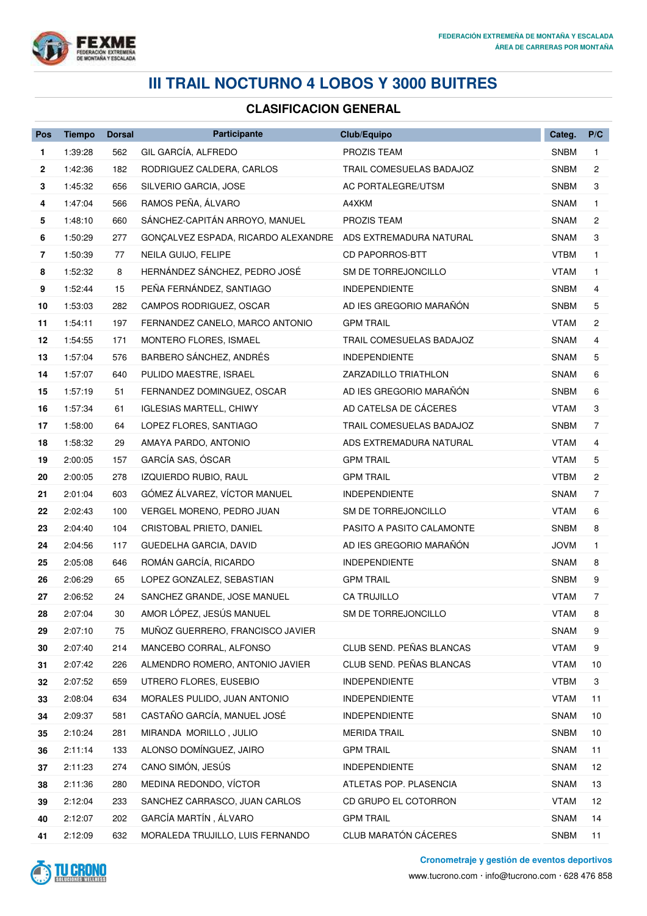FEDERACIÓN EXTREMEÑA DE MONTAÑA Y ESCALADA
ÁREA DE CARRERAS POR MONTAÑA

# III TRAIL NOCTURNO 4 LOBOS Y 3000 BUITRES

## CLASIFICACION GENERAL

| Pos | Tiempo | Dorsal | Participante | Club/Equipo | Categ. | P/C |
|---|---|---|---|---|---|---|
| 1 | 1:39:28 | 562 | GIL GARCÍA, ALFREDO | PROZIS TEAM | SNBM | 1 |
| 2 | 1:42:36 | 182 | RODRIGUEZ CALDERA, CARLOS | TRAIL COMESUELAS BADAJOZ | SNBM | 2 |
| 3 | 1:45:32 | 656 | SILVERIO GARCIA, JOSE | AC PORTALEGRE/UTSM | SNBM | 3 |
| 4 | 1:47:04 | 566 | RAMOS PEÑA, ÁLVARO | A4XKM | SNAM | 1 |
| 5 | 1:48:10 | 660 | SÁNCHEZ-CAPITÁN ARROYO, MANUEL | PROZIS TEAM | SNAM | 2 |
| 6 | 1:50:29 | 277 | GONÇALVEZ ESPADA, RICARDO ALEXANDRE | ADS EXTREMADURA NATURAL | SNAM | 3 |
| 7 | 1:50:39 | 77 | NEILA GUIJO, FELIPE | CD PAPORROS-BTT | VTBM | 1 |
| 8 | 1:52:32 | 8 | HERNÁNDEZ SÁNCHEZ, PEDRO JOSÉ | SM DE TORREJONCILLO | VTAM | 1 |
| 9 | 1:52:44 | 15 | PEÑA FERNÁNDEZ, SANTIAGO | INDEPENDIENTE | SNBM | 4 |
| 10 | 1:53:03 | 282 | CAMPOS RODRIGUEZ, OSCAR | AD IES GREGORIO MARAÑÓN | SNBM | 5 |
| 11 | 1:54:11 | 197 | FERNANDEZ CANELO, MARCO ANTONIO | GPM TRAIL | VTAM | 2 |
| 12 | 1:54:55 | 171 | MONTERO FLORES, ISMAEL | TRAIL COMESUELAS BADAJOZ | SNAM | 4 |
| 13 | 1:57:04 | 576 | BARBERO SÁNCHEZ, ANDRÉS | INDEPENDIENTE | SNAM | 5 |
| 14 | 1:57:07 | 640 | PULIDO MAESTRE, ISRAEL | ZARZADILLO TRIATHLON | SNAM | 6 |
| 15 | 1:57:19 | 51 | FERNANDEZ DOMINGUEZ, OSCAR | AD IES GREGORIO MARAÑÓN | SNBM | 6 |
| 16 | 1:57:34 | 61 | IGLESIAS MARTELL, CHIWY | AD CATELSA DE CÁCERES | VTAM | 3 |
| 17 | 1:58:00 | 64 | LOPEZ FLORES, SANTIAGO | TRAIL COMESUELAS BADAJOZ | SNBM | 7 |
| 18 | 1:58:32 | 29 | AMAYA PARDO, ANTONIO | ADS EXTREMADURA NATURAL | VTAM | 4 |
| 19 | 2:00:05 | 157 | GARCÍA SAS, ÓSCAR | GPM TRAIL | VTAM | 5 |
| 20 | 2:00:05 | 278 | IZQUIERDO RUBIO, RAUL | GPM TRAIL | VTBM | 2 |
| 21 | 2:01:04 | 603 | GÓMEZ ÁLVAREZ, VÍCTOR MANUEL | INDEPENDIENTE | SNAM | 7 |
| 22 | 2:02:43 | 100 | VERGEL MORENO, PEDRO JUAN | SM DE TORREJONCILLO | VTAM | 6 |
| 23 | 2:04:40 | 104 | CRISTOBAL PRIETO, DANIEL | PASITO A PASITO CALAMONTE | SNBM | 8 |
| 24 | 2:04:56 | 117 | GUEDELHA GARCIA, DAVID | AD IES GREGORIO MARAÑÓN | JOVM | 1 |
| 25 | 2:05:08 | 646 | ROMÁN GARCÍA, RICARDO | INDEPENDIENTE | SNAM | 8 |
| 26 | 2:06:29 | 65 | LOPEZ GONZALEZ, SEBASTIAN | GPM TRAIL | SNBM | 9 |
| 27 | 2:06:52 | 24 | SANCHEZ GRANDE, JOSE MANUEL | CA TRUJILLO | VTAM | 7 |
| 28 | 2:07:04 | 30 | AMOR LÓPEZ, JESÚS MANUEL | SM DE TORREJONCILLO | VTAM | 8 |
| 29 | 2:07:10 | 75 | MUÑOZ GUERRERO, FRANCISCO JAVIER | | SNAM | 9 |
| 30 | 2:07:40 | 214 | MANCEBO CORRAL, ALFONSO | CLUB SEND. PEÑAS BLANCAS | VTAM | 9 |
| 31 | 2:07:42 | 226 | ALMENDRO ROMERO, ANTONIO JAVIER | CLUB SEND. PEÑAS BLANCAS | VTAM | 10 |
| 32 | 2:07:52 | 659 | UTRERO FLORES, EUSEBIO | INDEPENDIENTE | VTBM | 3 |
| 33 | 2:08:04 | 634 | MORALES PULIDO, JUAN ANTONIO | INDEPENDIENTE | VTAM | 11 |
| 34 | 2:09:37 | 581 | CASTAÑO GARCÍA, MANUEL JOSÉ | INDEPENDIENTE | SNAM | 10 |
| 35 | 2:10:24 | 281 | MIRANDA MORILLO , JULIO | MERIDA TRAIL | SNBM | 10 |
| 36 | 2:11:14 | 133 | ALONSO DOMÍNGUEZ, JAIRO | GPM TRAIL | SNAM | 11 |
| 37 | 2:11:23 | 274 | CANO SIMÓN, JESÚS | INDEPENDIENTE | SNAM | 12 |
| 38 | 2:11:36 | 280 | MEDINA REDONDO, VÍCTOR | ATLETAS POP. PLASENCIA | SNAM | 13 |
| 39 | 2:12:04 | 233 | SANCHEZ CARRASCO, JUAN CARLOS | CD GRUPO EL COTORRON | VTAM | 12 |
| 40 | 2:12:07 | 202 | GARCÍA MARTÍN , ÁLVARO | GPM TRAIL | SNAM | 14 |
| 41 | 2:12:09 | 632 | MORALEDA TRUJILLO, LUIS FERNANDO | CLUB MARATÓN CÁCERES | SNBM | 11 |

Cronometraje y gestión de eventos deportivos
www.tucrono.com · info@tucrono.com · 628 476 858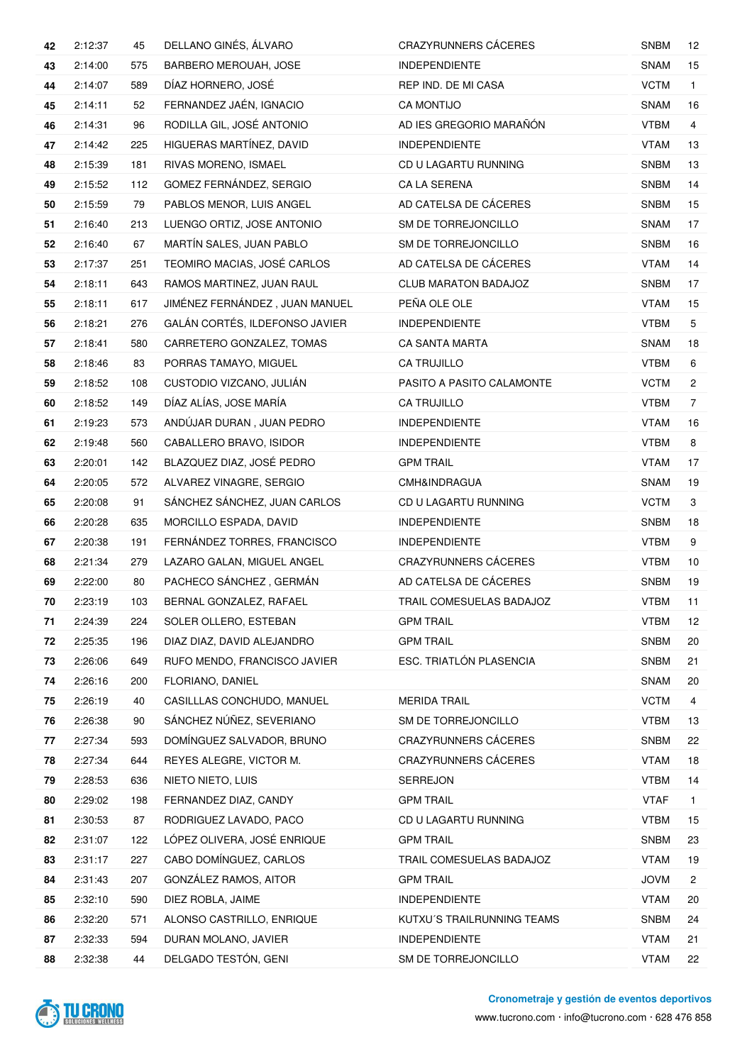| | | | | | | |
|---|---|---|---|---|---|---|
| 42 | 2:12:37 | 45 | DELLANO GINÉS, ÁLVARO | CRAZYRUNNERS CÁCERES | SNBM | 12 |
| 43 | 2:14:00 | 575 | BARBERO MEROUAH, JOSE | INDEPENDIENTE | SNAM | 15 |
| 44 | 2:14:07 | 589 | DÍAZ HORNERO, JOSÉ | REP IND. DE MI CASA | VCTM | 1 |
| 45 | 2:14:11 | 52 | FERNANDEZ JAÉN, IGNACIO | CA MONTIJO | SNAM | 16 |
| 46 | 2:14:31 | 96 | RODILLA GIL, JOSÉ ANTONIO | AD IES GREGORIO MARAÑÓN | VTBM | 4 |
| 47 | 2:14:42 | 225 | HIGUERAS MARTÍNEZ, DAVID | INDEPENDIENTE | VTAM | 13 |
| 48 | 2:15:39 | 181 | RIVAS MORENO, ISMAEL | CD U LAGARTU RUNNING | SNBM | 13 |
| 49 | 2:15:52 | 112 | GOMEZ FERNÁNDEZ, SERGIO | CA LA SERENA | SNBM | 14 |
| 50 | 2:15:59 | 79 | PABLOS MENOR, LUIS ANGEL | AD CATELSA DE CÁCERES | SNBM | 15 |
| 51 | 2:16:40 | 213 | LUENGO ORTIZ, JOSE ANTONIO | SM DE TORREJONCILLO | SNAM | 17 |
| 52 | 2:16:40 | 67 | MARTÍN SALES, JUAN PABLO | SM DE TORREJONCILLO | SNBM | 16 |
| 53 | 2:17:37 | 251 | TEOMIRO MACIAS, JOSÉ CARLOS | AD CATELSA DE CÁCERES | VTAM | 14 |
| 54 | 2:18:11 | 643 | RAMOS MARTINEZ, JUAN RAUL | CLUB MARATON BADAJOZ | SNBM | 17 |
| 55 | 2:18:11 | 617 | JIMÉNEZ FERNÁNDEZ , JUAN MANUEL | PEÑA OLE OLE | VTAM | 15 |
| 56 | 2:18:21 | 276 | GALÁN CORTÉS, ILDEFONSO JAVIER | INDEPENDIENTE | VTBM | 5 |
| 57 | 2:18:41 | 580 | CARRETERO GONZALEZ, TOMAS | CA SANTA MARTA | SNAM | 18 |
| 58 | 2:18:46 | 83 | PORRAS TAMAYO, MIGUEL | CA TRUJILLO | VTBM | 6 |
| 59 | 2:18:52 | 108 | CUSTODIO VIZCANO, JULIÁN | PASITO A PASITO CALAMONTE | VCTM | 2 |
| 60 | 2:18:52 | 149 | DÍAZ ALÍAS, JOSE MARÍA | CA TRUJILLO | VTBM | 7 |
| 61 | 2:19:23 | 573 | ANDÚJAR DURAN , JUAN PEDRO | INDEPENDIENTE | VTAM | 16 |
| 62 | 2:19:48 | 560 | CABALLERO BRAVO, ISIDOR | INDEPENDIENTE | VTBM | 8 |
| 63 | 2:20:01 | 142 | BLAZQUEZ DIAZ, JOSÉ PEDRO | GPM TRAIL | VTAM | 17 |
| 64 | 2:20:05 | 572 | ALVAREZ VINAGRE, SERGIO | CMH&INDRAGUA | SNAM | 19 |
| 65 | 2:20:08 | 91 | SÁNCHEZ SÁNCHEZ, JUAN CARLOS | CD U LAGARTU RUNNING | VCTM | 3 |
| 66 | 2:20:28 | 635 | MORCILLO ESPADA, DAVID | INDEPENDIENTE | SNBM | 18 |
| 67 | 2:20:38 | 191 | FERNÁNDEZ TORRES, FRANCISCO | INDEPENDIENTE | VTBM | 9 |
| 68 | 2:21:34 | 279 | LAZARO GALAN, MIGUEL ANGEL | CRAZYRUNNERS CÁCERES | VTBM | 10 |
| 69 | 2:22:00 | 80 | PACHECO SÁNCHEZ , GERMÁN | AD CATELSA DE CÁCERES | SNBM | 19 |
| 70 | 2:23:19 | 103 | BERNAL GONZALEZ, RAFAEL | TRAIL COMESUELAS BADAJOZ | VTBM | 11 |
| 71 | 2:24:39 | 224 | SOLER OLLERO, ESTEBAN | GPM TRAIL | VTBM | 12 |
| 72 | 2:25:35 | 196 | DIAZ DIAZ, DAVID ALEJANDRO | GPM TRAIL | SNBM | 20 |
| 73 | 2:26:06 | 649 | RUFO MENDO, FRANCISCO JAVIER | ESC. TRIATLÓN PLASENCIA | SNBM | 21 |
| 74 | 2:26:16 | 200 | FLORIANO, DANIEL | | SNAM | 20 |
| 75 | 2:26:19 | 40 | CASILLLAS CONCHUDO, MANUEL | MERIDA TRAIL | VCTM | 4 |
| 76 | 2:26:38 | 90 | SÁNCHEZ NÚÑEZ, SEVERIANO | SM DE TORREJONCILLO | VTBM | 13 |
| 77 | 2:27:34 | 593 | DOMÍNGUEZ SALVADOR, BRUNO | CRAZYRUNNERS CÁCERES | SNBM | 22 |
| 78 | 2:27:34 | 644 | REYES ALEGRE, VICTOR M. | CRAZYRUNNERS CÁCERES | VTAM | 18 |
| 79 | 2:28:53 | 636 | NIETO NIETO, LUIS | SERREJON | VTBM | 14 |
| 80 | 2:29:02 | 198 | FERNANDEZ DIAZ, CANDY | GPM TRAIL | VTAF | 1 |
| 81 | 2:30:53 | 87 | RODRIGUEZ LAVADO, PACO | CD U LAGARTU RUNNING | VTBM | 15 |
| 82 | 2:31:07 | 122 | LÓPEZ OLIVERA, JOSÉ ENRIQUE | GPM TRAIL | SNBM | 23 |
| 83 | 2:31:17 | 227 | CABO DOMÍNGUEZ, CARLOS | TRAIL COMESUELAS BADAJOZ | VTAM | 19 |
| 84 | 2:31:43 | 207 | GONZÁLEZ RAMOS, AITOR | GPM TRAIL | JOVM | 2 |
| 85 | 2:32:10 | 590 | DIEZ ROBLA, JAIME | INDEPENDIENTE | VTAM | 20 |
| 86 | 2:32:20 | 571 | ALONSO CASTRILLO, ENRIQUE | KUTXU´S TRAILRUNNING TEAMS | SNBM | 24 |
| 87 | 2:32:33 | 594 | DURAN MOLANO, JAVIER | INDEPENDIENTE | VTAM | 21 |
| 88 | 2:32:38 | 44 | DELGADO TESTÓN, GENI | SM DE TORREJONCILLO | VTAM | 22 |

TU CRONO SOLUCIONES WELLNESS

**Cronometraje y gestión de eventos deportivos**

www.tucrono.com · info@tucrono.com · 628 476 858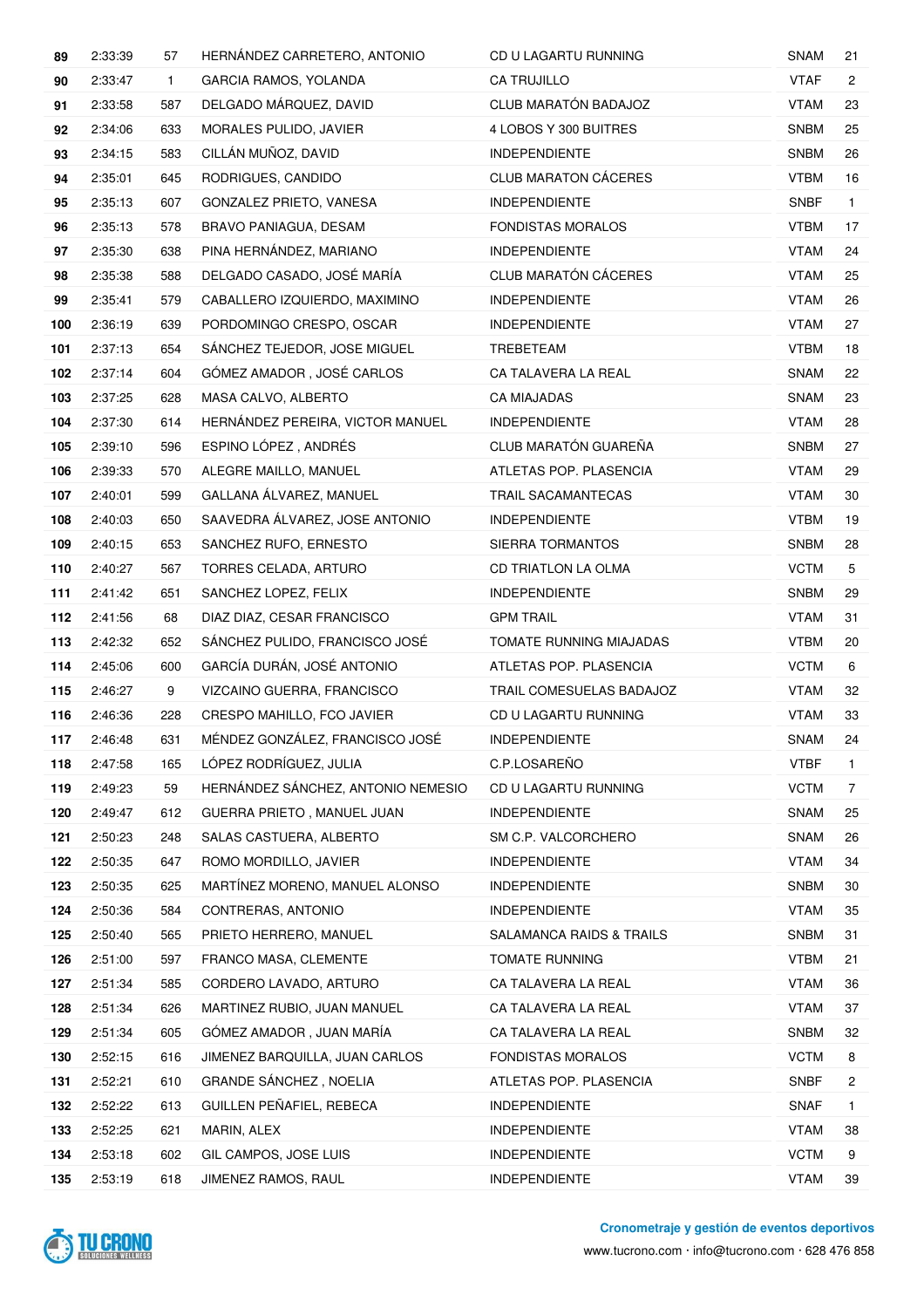| | | | | | | |
|---|---|---|---|---|---|---|
| 89 | 2:33:39 | 57 | HERNÁNDEZ CARRETERO, ANTONIO | CD U LAGARTU RUNNING | SNAM | 21 |
| 90 | 2:33:47 | 1 | GARCIA RAMOS, YOLANDA | CA TRUJILLO | VTAF | 2 |
| 91 | 2:33:58 | 587 | DELGADO MÁRQUEZ, DAVID | CLUB MARATÓN BADAJOZ | VTAM | 23 |
| 92 | 2:34:06 | 633 | MORALES PULIDO, JAVIER | 4 LOBOS Y 300 BUITRES | SNBM | 25 |
| 93 | 2:34:15 | 583 | CILLÁN MUÑOZ, DAVID | INDEPENDIENTE | SNBM | 26 |
| 94 | 2:35:01 | 645 | RODRIGUES, CANDIDO | CLUB MARATON CÁCERES | VTBM | 16 |
| 95 | 2:35:13 | 607 | GONZALEZ PRIETO, VANESA | INDEPENDIENTE | SNBF | 1 |
| 96 | 2:35:13 | 578 | BRAVO PANIAGUA, DESAM | FONDISTAS MORALOS | VTBM | 17 |
| 97 | 2:35:30 | 638 | PINA HERNÁNDEZ, MARIANO | INDEPENDIENTE | VTAM | 24 |
| 98 | 2:35:38 | 588 | DELGADO CASADO, JOSÉ MARÍA | CLUB MARATÓN CÁCERES | VTAM | 25 |
| 99 | 2:35:41 | 579 | CABALLERO IZQUIERDO, MAXIMINO | INDEPENDIENTE | VTAM | 26 |
| 100 | 2:36:19 | 639 | PORDOMINGO CRESPO, OSCAR | INDEPENDIENTE | VTAM | 27 |
| 101 | 2:37:13 | 654 | SÁNCHEZ TEJEDOR, JOSE MIGUEL | TREBETEAM | VTBM | 18 |
| 102 | 2:37:14 | 604 | GÓMEZ AMADOR , JOSÉ CARLOS | CA TALAVERA LA REAL | SNAM | 22 |
| 103 | 2:37:25 | 628 | MASA CALVO, ALBERTO | CA MIAJADAS | SNAM | 23 |
| 104 | 2:37:30 | 614 | HERNÁNDEZ PEREIRA, VICTOR MANUEL | INDEPENDIENTE | VTAM | 28 |
| 105 | 2:39:10 | 596 | ESPINO LÓPEZ , ANDRÉS | CLUB MARATÓN GUAREÑA | SNBM | 27 |
| 106 | 2:39:33 | 570 | ALEGRE MAILLO, MANUEL | ATLETAS POP. PLASENCIA | VTAM | 29 |
| 107 | 2:40:01 | 599 | GALLANA ÁLVAREZ, MANUEL | TRAIL SACAMANTECAS | VTAM | 30 |
| 108 | 2:40:03 | 650 | SAAVEDRA ÁLVAREZ, JOSE ANTONIO | INDEPENDIENTE | VTBM | 19 |
| 109 | 2:40:15 | 653 | SANCHEZ RUFO, ERNESTO | SIERRA TORMANTOS | SNBM | 28 |
| 110 | 2:40:27 | 567 | TORRES CELADA, ARTURO | CD TRIATLON LA OLMA | VCTM | 5 |
| 111 | 2:41:42 | 651 | SANCHEZ LOPEZ, FELIX | INDEPENDIENTE | SNBM | 29 |
| 112 | 2:41:56 | 68 | DIAZ DIAZ, CESAR FRANCISCO | GPM TRAIL | VTAM | 31 |
| 113 | 2:42:32 | 652 | SÁNCHEZ PULIDO, FRANCISCO JOSÉ | TOMATE RUNNING MIAJADAS | VTBM | 20 |
| 114 | 2:45:06 | 600 | GARCÍA DURÁN, JOSÉ ANTONIO | ATLETAS POP. PLASENCIA | VCTM | 6 |
| 115 | 2:46:27 | 9 | VIZCAINO GUERRA, FRANCISCO | TRAIL COMESUELAS BADAJOZ | VTAM | 32 |
| 116 | 2:46:36 | 228 | CRESPO MAHILLO, FCO JAVIER | CD U LAGARTU RUNNING | VTAM | 33 |
| 117 | 2:46:48 | 631 | MÉNDEZ GONZÁLEZ, FRANCISCO JOSÉ | INDEPENDIENTE | SNAM | 24 |
| 118 | 2:47:58 | 165 | LÓPEZ RODRÍGUEZ, JULIA | C.P.LOSAREÑO | VTBF | 1 |
| 119 | 2:49:23 | 59 | HERNÁNDEZ SÁNCHEZ, ANTONIO NEMESIO | CD U LAGARTU RUNNING | VCTM | 7 |
| 120 | 2:49:47 | 612 | GUERRA PRIETO , MANUEL JUAN | INDEPENDIENTE | SNAM | 25 |
| 121 | 2:50:23 | 248 | SALAS CASTUERA, ALBERTO | SM C.P. VALCORCHERO | SNAM | 26 |
| 122 | 2:50:35 | 647 | ROMO MORDILLO, JAVIER | INDEPENDIENTE | VTAM | 34 |
| 123 | 2:50:35 | 625 | MARTÍNEZ MORENO, MANUEL ALONSO | INDEPENDIENTE | SNBM | 30 |
| 124 | 2:50:36 | 584 | CONTRERAS, ANTONIO | INDEPENDIENTE | VTAM | 35 |
| 125 | 2:50:40 | 565 | PRIETO HERRERO, MANUEL | SALAMANCA RAIDS & TRAILS | SNBM | 31 |
| 126 | 2:51:00 | 597 | FRANCO MASA, CLEMENTE | TOMATE RUNNING | VTBM | 21 |
| 127 | 2:51:34 | 585 | CORDERO LAVADO, ARTURO | CA TALAVERA LA REAL | VTAM | 36 |
| 128 | 2:51:34 | 626 | MARTINEZ RUBIO, JUAN MANUEL | CA TALAVERA LA REAL | VTAM | 37 |
| 129 | 2:51:34 | 605 | GÓMEZ AMADOR , JUAN MARÍA | CA TALAVERA LA REAL | SNBM | 32 |
| 130 | 2:52:15 | 616 | JIMENEZ BARQUILLA, JUAN CARLOS | FONDISTAS MORALOS | VCTM | 8 |
| 131 | 2:52:21 | 610 | GRANDE SÁNCHEZ , NOELIA | ATLETAS POP. PLASENCIA | SNBF | 2 |
| 132 | 2:52:22 | 613 | GUILLEN PEÑAFIEL, REBECA | INDEPENDIENTE | SNAF | 1 |
| 133 | 2:52:25 | 621 | MARIN, ALEX | INDEPENDIENTE | VTAM | 38 |
| 134 | 2:53:18 | 602 | GIL CAMPOS, JOSE LUIS | INDEPENDIENTE | VCTM | 9 |
| 135 | 2:53:19 | 618 | JIMENEZ RAMOS, RAUL | INDEPENDIENTE | VTAM | 39 |

**Cronometraje y gestión de eventos deportivos**

www.tucrono.com · info@tucrono.com · 628 476 858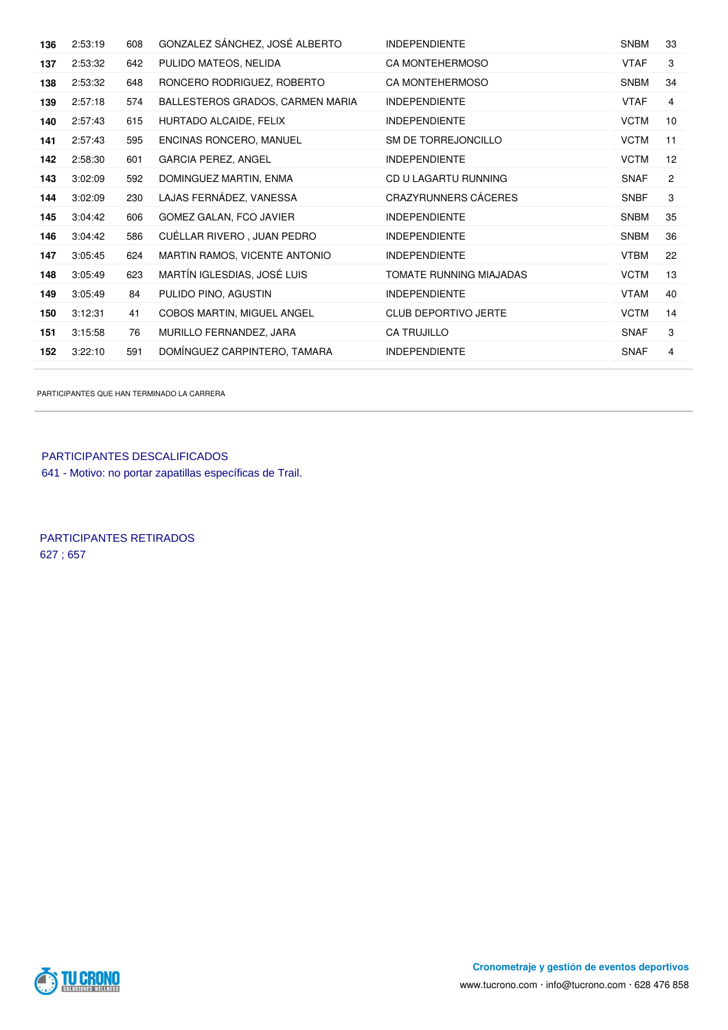| **136** | 2:53:19 | 608 | GONZALEZ SÁNCHEZ, JOSÉ ALBERTO | INDEPENDIENTE | SNBM | 33 |
|---|---|---|---|---|---|---|
| **137** | 2:53:32 | 642 | PULIDO MATEOS, NELIDA | CA MONTEHERMOSO | VTAF | 3 |
| **138** | 2:53:32 | 648 | RONCERO RODRIGUEZ, ROBERTO | CA MONTEHERMOSO | SNBM | 34 |
| **139** | 2:57:18 | 574 | BALLESTEROS GRADOS, CARMEN MARIA | INDEPENDIENTE | VTAF | 4 |
| **140** | 2:57:43 | 615 | HURTADO ALCAIDE, FELIX | INDEPENDIENTE | VCTM | 10 |
| **141** | 2:57:43 | 595 | ENCINAS RONCERO, MANUEL | SM DE TORREJONCILLO | VCTM | 11 |
| **142** | 2:58:30 | 601 | GARCIA PEREZ, ANGEL | INDEPENDIENTE | VCTM | 12 |
| **143** | 3:02:09 | 592 | DOMINGUEZ MARTIN, ENMA | CD U LAGARTU RUNNING | SNAF | 2 |
| **144** | 3:02:09 | 230 | LAJAS FERNÁDEZ, VANESSA | CRAZYRUNNERS CÁCERES | SNBF | 3 |
| **145** | 3:04:42 | 606 | GOMEZ GALAN, FCO JAVIER | INDEPENDIENTE | SNBM | 35 |
| **146** | 3:04:42 | 586 | CUÉLLAR RIVERO , JUAN PEDRO | INDEPENDIENTE | SNBM | 36 |
| **147** | 3:05:45 | 624 | MARTIN RAMOS, VICENTE ANTONIO | INDEPENDIENTE | VTBM | 22 |
| **148** | 3:05:49 | 623 | MARTÍN IGLESDIAS, JOSÉ LUIS | TOMATE RUNNING MIAJADAS | VCTM | 13 |
| **149** | 3:05:49 | 84 | PULIDO PINO, AGUSTIN | INDEPENDIENTE | VTAM | 40 |
| **150** | 3:12:31 | 41 | COBOS MARTIN, MIGUEL ANGEL | CLUB DEPORTIVO JERTE | VCTM | 14 |
| **151** | 3:15:58 | 76 | MURILLO FERNANDEZ, JARA | CA TRUJILLO | SNAF | 3 |
| **152** | 3:22:10 | 591 | DOMÍNGUEZ CARPINTERO, TAMARA | INDEPENDIENTE | SNAF | 4 |

PARTICIPANTES QUE HAN TERMINADO LA CARRERA

PARTICIPANTES DESCALIFICADOS

641 - Motivo: no portar zapatillas específicas de Trail.

PARTICIPANTES RETIRADOS

627 ; 657

**Cronometraje y gestión de eventos deportivos**

www.tucrono.com · info@tucrono.com · 628 476 858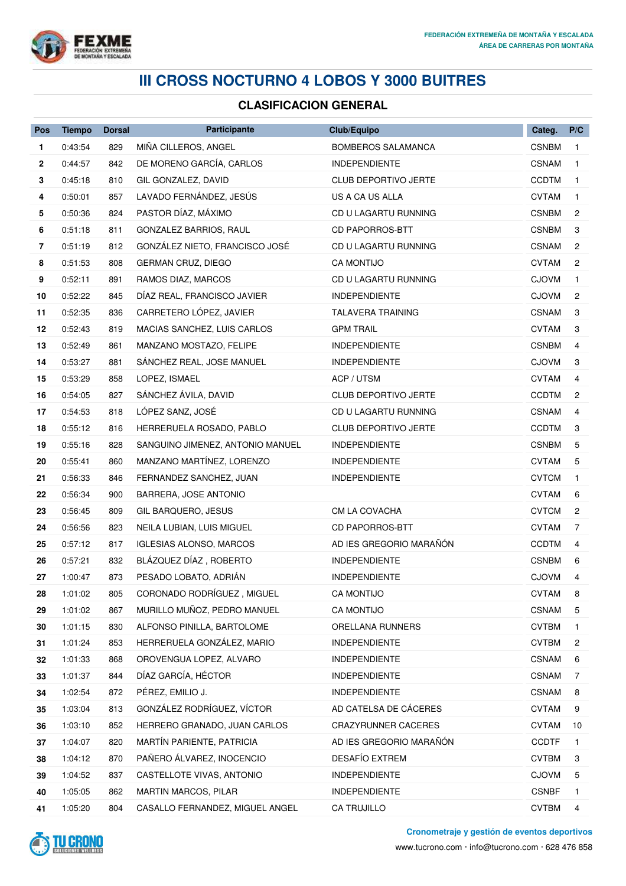# III CROSS NOCTURNO 4 LOBOS Y 3000 BUITRES

## CLASIFICACION GENERAL

| Pos | Tiempo | Dorsal | Participante | Club/Equipo | Categ. | P/C |
|---|---|---|---|---|---|---|
| 1 | 0:43:54 | 829 | MIÑA CILLEROS, ANGEL | BOMBEROS SALAMANCA | CSNBM | 1 |
| 2 | 0:44:57 | 842 | DE MORENO GARCÍA, CARLOS | INDEPENDIENTE | CSNAM | 1 |
| 3 | 0:45:18 | 810 | GIL GONZALEZ, DAVID | CLUB DEPORTIVO JERTE | CCDTM | 1 |
| 4 | 0:50:01 | 857 | LAVADO FERNÁNDEZ, JESÚS | US A CA US ALLA | CVTAM | 1 |
| 5 | 0:50:36 | 824 | PASTOR DÍAZ, MÁXIMO | CD U LAGARTU RUNNING | CSNBM | 2 |
| 6 | 0:51:18 | 811 | GONZALEZ BARRIOS, RAUL | CD PAPORROS-BTT | CSNBM | 3 |
| 7 | 0:51:19 | 812 | GONZÁLEZ NIETO, FRANCISCO JOSÉ | CD U LAGARTU RUNNING | CSNAM | 2 |
| 8 | 0:51:53 | 808 | GERMAN CRUZ, DIEGO | CA MONTIJO | CVTAM | 2 |
| 9 | 0:52:11 | 891 | RAMOS DIAZ, MARCOS | CD U LAGARTU RUNNING | CJOVM | 1 |
| 10 | 0:52:22 | 845 | DÍAZ REAL, FRANCISCO JAVIER | INDEPENDIENTE | CJOVM | 2 |
| 11 | 0:52:35 | 836 | CARRETERO LÓPEZ, JAVIER | TALAVERA TRAINING | CSNAM | 3 |
| 12 | 0:52:43 | 819 | MACIAS SANCHEZ, LUIS CARLOS | GPM TRAIL | CVTAM | 3 |
| 13 | 0:52:49 | 861 | MANZANO MOSTAZO, FELIPE | INDEPENDIENTE | CSNBM | 4 |
| 14 | 0:53:27 | 881 | SÁNCHEZ REAL, JOSE MANUEL | INDEPENDIENTE | CJOVM | 3 |
| 15 | 0:53:29 | 858 | LOPEZ, ISMAEL | ACP / UTSM | CVTAM | 4 |
| 16 | 0:54:05 | 827 | SÁNCHEZ ÁVILA, DAVID | CLUB DEPORTIVO JERTE | CCDTM | 2 |
| 17 | 0:54:53 | 818 | LÓPEZ SANZ, JOSÉ | CD U LAGARTU RUNNING | CSNAM | 4 |
| 18 | 0:55:12 | 816 | HERRERUELA ROSADO, PABLO | CLUB DEPORTIVO JERTE | CCDTM | 3 |
| 19 | 0:55:16 | 828 | SANGUINO JIMENEZ, ANTONIO MANUEL | INDEPENDIENTE | CSNBM | 5 |
| 20 | 0:55:41 | 860 | MANZANO MARTÍNEZ, LORENZO | INDEPENDIENTE | CVTAM | 5 |
| 21 | 0:56:33 | 846 | FERNANDEZ SANCHEZ, JUAN | INDEPENDIENTE | CVTCM | 1 |
| 22 | 0:56:34 | 900 | BARRERA, JOSE ANTONIO | | CVTAM | 6 |
| 23 | 0:56:45 | 809 | GIL BARQUERO, JESUS | CM LA COVACHA | CVTCM | 2 |
| 24 | 0:56:56 | 823 | NEILA LUBIAN, LUIS MIGUEL | CD PAPORROS-BTT | CVTAM | 7 |
| 25 | 0:57:12 | 817 | IGLESIAS ALONSO, MARCOS | AD IES GREGORIO MARAÑÓN | CCDTM | 4 |
| 26 | 0:57:21 | 832 | BLÁZQUEZ DÍAZ , ROBERTO | INDEPENDIENTE | CSNBM | 6 |
| 27 | 1:00:47 | 873 | PESADO LOBATO, ADRIÁN | INDEPENDIENTE | CJOVM | 4 |
| 28 | 1:01:02 | 805 | CORONADO RODRÍGUEZ , MIGUEL | CA MONTIJO | CVTAM | 8 |
| 29 | 1:01:02 | 867 | MURILLO MUÑOZ, PEDRO MANUEL | CA MONTIJO | CSNAM | 5 |
| 30 | 1:01:15 | 830 | ALFONSO PINILLA, BARTOLOME | ORELLANA RUNNERS | CVTBM | 1 |
| 31 | 1:01:24 | 853 | HERRERUELA GONZÁLEZ, MARIO | INDEPENDIENTE | CVTBM | 2 |
| 32 | 1:01:33 | 868 | OROVENGUA LOPEZ, ALVARO | INDEPENDIENTE | CSNAM | 6 |
| 33 | 1:01:37 | 844 | DÍAZ GARCÍA, HÉCTOR | INDEPENDIENTE | CSNAM | 7 |
| 34 | 1:02:54 | 872 | PÉREZ, EMILIO J. | INDEPENDIENTE | CSNAM | 8 |
| 35 | 1:03:04 | 813 | GONZÁLEZ RODRÍGUEZ, VÍCTOR | AD CATELSA DE CÁCERES | CVTAM | 9 |
| 36 | 1:03:10 | 852 | HERRERO GRANADO, JUAN CARLOS | CRAZYRUNNER CACERES | CVTAM | 10 |
| 37 | 1:04:07 | 820 | MARTÍN PARIENTE, PATRICIA | AD IES GREGORIO MARAÑÓN | CCDTF | 1 |
| 38 | 1:04:12 | 870 | PAÑERO ÁLVAREZ, INOCENCIO | DESAFÍO EXTREM | CVTBM | 3 |
| 39 | 1:04:52 | 837 | CASTELLOTE VIVAS, ANTONIO | INDEPENDIENTE | CJOVM | 5 |
| 40 | 1:05:05 | 862 | MARTIN MARCOS, PILAR | INDEPENDIENTE | CSNBF | 1 |
| 41 | 1:05:20 | 804 | CASALLO FERNANDEZ, MIGUEL ANGEL | CA TRUJILLO | CVTBM | 4 |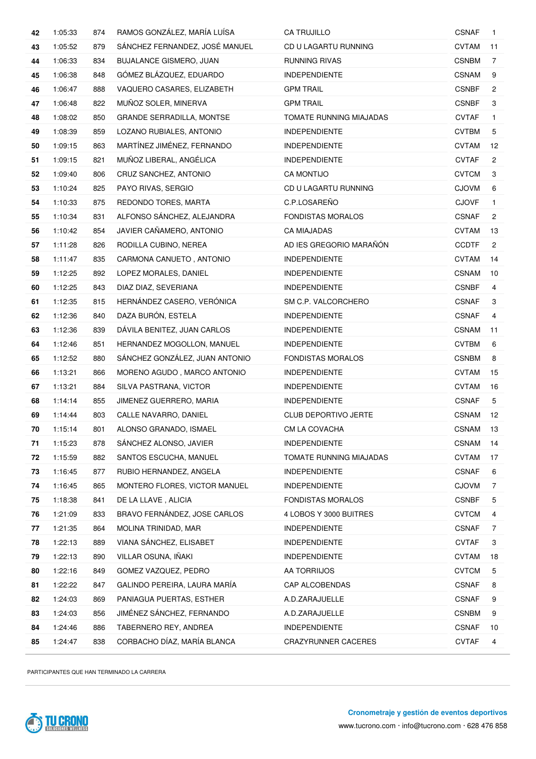| | | | | | | |
|---|---|---|---|---|---|---|
| 42 | 1:05:33 | 874 | RAMOS GONZÁLEZ, MARÍA LUÍSA | CA TRUJILLO | CSNAF | 1 |
| 43 | 1:05:52 | 879 | SÁNCHEZ FERNANDEZ, JOSÉ MANUEL | CD U LAGARTU RUNNING | CVTAM | 11 |
| 44 | 1:06:33 | 834 | BUJALANCE GISMERO, JUAN | RUNNING RIVAS | CSNBM | 7 |
| 45 | 1:06:38 | 848 | GÓMEZ BLÁZQUEZ, EDUARDO | INDEPENDIENTE | CSNAM | 9 |
| 46 | 1:06:47 | 888 | VAQUERO CASARES, ELIZABETH | GPM TRAIL | CSNBF | 2 |
| 47 | 1:06:48 | 822 | MUÑOZ SOLER, MINERVA | GPM TRAIL | CSNBF | 3 |
| 48 | 1:08:02 | 850 | GRANDE SERRADILLA, MONTSE | TOMATE RUNNING MIAJADAS | CVTAF | 1 |
| 49 | 1:08:39 | 859 | LOZANO RUBIALES, ANTONIO | INDEPENDIENTE | CVTBM | 5 |
| 50 | 1:09:15 | 863 | MARTÍNEZ JIMÉNEZ, FERNANDO | INDEPENDIENTE | CVTAM | 12 |
| 51 | 1:09:15 | 821 | MUÑOZ LIBERAL, ANGÉLICA | INDEPENDIENTE | CVTAF | 2 |
| 52 | 1:09:40 | 806 | CRUZ SANCHEZ, ANTONIO | CA MONTIJO | CVTCM | 3 |
| 53 | 1:10:24 | 825 | PAYO RIVAS, SERGIO | CD U LAGARTU RUNNING | CJOVM | 6 |
| 54 | 1:10:33 | 875 | REDONDO TORES, MARTA | C.P.LOSAREÑO | CJOVF | 1 |
| 55 | 1:10:34 | 831 | ALFONSO SÁNCHEZ, ALEJANDRA | FONDISTAS MORALOS | CSNAF | 2 |
| 56 | 1:10:42 | 854 | JAVIER CAÑAMERO, ANTONIO | CA MIAJADAS | CVTAM | 13 |
| 57 | 1:11:28 | 826 | RODILLA CUBINO, NEREA | AD IES GREGORIO MARAÑÓN | CCDTF | 2 |
| 58 | 1:11:47 | 835 | CARMONA CANUETO , ANTONIO | INDEPENDIENTE | CVTAM | 14 |
| 59 | 1:12:25 | 892 | LOPEZ MORALES, DANIEL | INDEPENDIENTE | CSNAM | 10 |
| 60 | 1:12:25 | 843 | DIAZ DIAZ, SEVERIANA | INDEPENDIENTE | CSNBF | 4 |
| 61 | 1:12:35 | 815 | HERNÁNDEZ CASERO, VERÓNICA | SM C.P. VALCORCHERO | CSNAF | 3 |
| 62 | 1:12:36 | 840 | DAZA BURÓN, ESTELA | INDEPENDIENTE | CSNAF | 4 |
| 63 | 1:12:36 | 839 | DÁVILA BENITEZ, JUAN CARLOS | INDEPENDIENTE | CSNAM | 11 |
| 64 | 1:12:46 | 851 | HERNANDEZ MOGOLLON, MANUEL | INDEPENDIENTE | CVTBM | 6 |
| 65 | 1:12:52 | 880 | SÁNCHEZ GONZÁLEZ, JUAN ANTONIO | FONDISTAS MORALOS | CSNBM | 8 |
| 66 | 1:13:21 | 866 | MORENO AGUDO , MARCO ANTONIO | INDEPENDIENTE | CVTAM | 15 |
| 67 | 1:13:21 | 884 | SILVA PASTRANA, VICTOR | INDEPENDIENTE | CVTAM | 16 |
| 68 | 1:14:14 | 855 | JIMENEZ GUERRERO, MARIA | INDEPENDIENTE | CSNAF | 5 |
| 69 | 1:14:44 | 803 | CALLE NAVARRO, DANIEL | CLUB DEPORTIVO JERTE | CSNAM | 12 |
| 70 | 1:15:14 | 801 | ALONSO GRANADO, ISMAEL | CM LA COVACHA | CSNAM | 13 |
| 71 | 1:15:23 | 878 | SÁNCHEZ ALONSO, JAVIER | INDEPENDIENTE | CSNAM | 14 |
| 72 | 1:15:59 | 882 | SANTOS ESCUCHA, MANUEL | TOMATE RUNNING MIAJADAS | CVTAM | 17 |
| 73 | 1:16:45 | 877 | RUBIO HERNANDEZ, ANGELA | INDEPENDIENTE | CSNAF | 6 |
| 74 | 1:16:45 | 865 | MONTERO FLORES, VICTOR MANUEL | INDEPENDIENTE | CJOVM | 7 |
| 75 | 1:18:38 | 841 | DE LA LLAVE , ALICIA | FONDISTAS MORALOS | CSNBF | 5 |
| 76 | 1:21:09 | 833 | BRAVO FERNÁNDEZ, JOSE CARLOS | 4 LOBOS Y 3000 BUITRES | CVTCM | 4 |
| 77 | 1:21:35 | 864 | MOLINA TRINIDAD, MAR | INDEPENDIENTE | CSNAF | 7 |
| 78 | 1:22:13 | 889 | VIANA SÁNCHEZ, ELISABET | INDEPENDIENTE | CVTAF | 3 |
| 79 | 1:22:13 | 890 | VILLAR OSUNA, IÑAKI | INDEPENDIENTE | CVTAM | 18 |
| 80 | 1:22:16 | 849 | GOMEZ VAZQUEZ, PEDRO | AA TORRIIJOS | CVTCM | 5 |
| 81 | 1:22:22 | 847 | GALINDO PEREIRA, LAURA MARÍA | CAP ALCOBENDAS | CSNAF | 8 |
| 82 | 1:24:03 | 869 | PANIAGUA PUERTAS, ESTHER | A.D.ZARAJUELLE | CSNAF | 9 |
| 83 | 1:24:03 | 856 | JIMÉNEZ SÁNCHEZ, FERNANDO | A.D.ZARAJUELLE | CSNBM | 9 |
| 84 | 1:24:46 | 886 | TABERNERO REY, ANDREA | INDEPENDIENTE | CSNAF | 10 |
| 85 | 1:24:47 | 838 | CORBACHO DÍAZ, MARÍA BLANCA | CRAZYRUNNER CACERES | CVTAF | 4 |

PARTICIPANTES QUE HAN TERMINADO LA CARRERA

TU CRONO SOLUCIONES WELLNESS

**Cronometraje y gestión de eventos deportivos**

www.tucrono.com · info@tucrono.com · 628 476 858